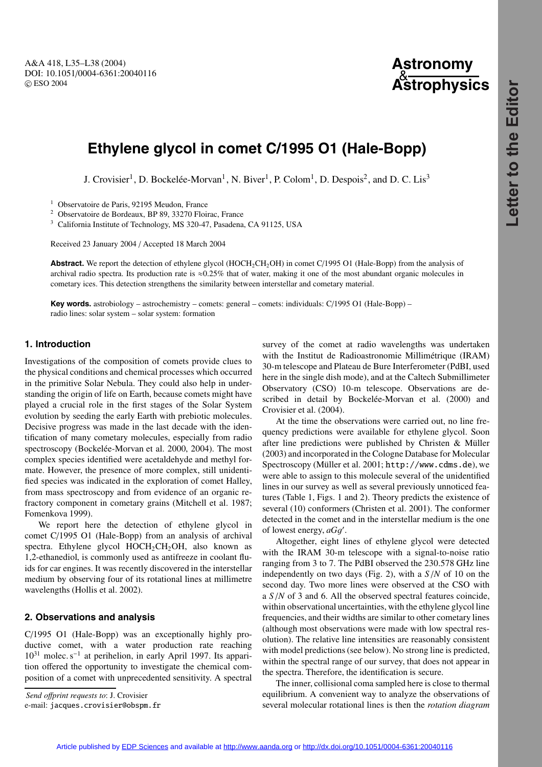# Ethylene glycol in comet C/1995 O1 (Hale-Bopp)

J. Crovisier[1], D. Bockelée-Morvan[1], N. Biver[1], P. Colom[1], D. Despois[2], and D. C. Lis[3]

[1] Observatoire de Paris, 92195 Meudon, France
[2] Observatoire de Bordeaux, BP 89, 33270 Floirac, France
[3] California Institute of Technology, MS 320-47, Pasadena, CA 91125, USA

Received 23 January 2004 / Accepted 18 March 2004

**Abstract.** We report the detection of ethylene glycol ($HOCH_2CH_2OH$) in comet C/1995 O1 (Hale-Bopp) from the analysis of archival radio spectra. Its production rate is ≈0.25% that of water, making it one of the most abundant organic molecules in cometary ices. This detection strengthens the similarity between interstellar and cometary material.

**Key words.** astrobiology – astrochemistry – comets: general – comets: individuals: C/1995 O1 (Hale-Bopp) – radio lines: solar system – solar system: formation

## 1. Introduction

Investigations of the composition of comets provide clues to the physical conditions and chemical processes which occurred in the primitive Solar Nebula. They could also help in understanding the origin of life on Earth, because comets might have played a crucial role in the first stages of the Solar System evolution by seeding the early Earth with prebiotic molecules. Decisive progress was made in the last decade with the identification of many cometary molecules, especially from radio spectroscopy (Bockelée-Morvan et al. 2000, 2004). The most complex species identified were acetaldehyde and methyl formate. However, the presence of more complex, still unidentified species was indicated in the exploration of comet Halley, from mass spectroscopy and from evidence of an organic refractory component in cometary grains (Mitchell et al. 1987; Fomenkova 1999).

We report here the detection of ethylene glycol in comet C/1995 O1 (Hale-Bopp) from an analysis of archival spectra. Ethylene glycol $HOCH_2CH_2OH$, also known as 1,2-ethanediol, is commonly used as antifreeze in coolant fluids for car engines. It was recently discovered in the interstellar medium by observing four of its rotational lines at millimetre wavelengths (Hollis et al. 2002).

## 2. Observations and analysis

C/1995 O1 (Hale-Bopp) was an exceptionally highly productive comet, with a water production rate reaching $10^{31}$ molec. $s^{-1}$ at perihelion, in early April 1997. Its apparition offered the opportunity to investigate the chemical composition of a comet with unprecedented sensitivity. A spectral survey of the comet at radio wavelengths was undertaken with the Institut de Radioastronomie Millimétrique (IRAM) 30-m telescope and Plateau de Bure Interferometer (PdBI, used here in the single dish mode), and at the Caltech Submillimeter Observatory (CSO) 10-m telescope. Observations are described in detail by Bockelée-Morvan et al. (2000) and Crovisier et al. (2004).

At the time the observations were carried out, no line frequency predictions were available for ethylene glycol. Soon after line predictions were published by Christen & Müller (2003) and incorporated in the Cologne Database for Molecular Spectroscopy (Müller et al. 2001; `http://www.cdms.de`), we were able to assign to this molecule several of the unidentified lines in our survey as well as several previously unnoticed features (Table 1, Figs. 1 and 2). Theory predicts the existence of several (10) conformers (Christen et al. 2001). The conformer detected in the comet and in the interstellar medium is the one of lowest energy, $aGg'$.

Altogether, eight lines of ethylene glycol were detected with the IRAM 30-m telescope with a signal-to-noise ratio ranging from 3 to 7. The PdBI observed the 230.578 GHz line independently on two days (Fig. 2), with a $S/N$ of 10 on the second day. Two more lines were observed at the CSO with a $S/N$ of 3 and 6. All the observed spectral features coincide, within observational uncertainties, with the ethylene glycol line frequencies, and their widths are similar to other cometary lines (although most observations were made with low spectral resolution). The relative line intensities are reasonably consistent with model predictions (see below). No strong line is predicted, within the spectral range of our survey, that does not appear in the spectra. Therefore, the identification is secure.

The inner, collisional coma sampled here is close to thermal equilibrium. A convenient way to analyze the observations of several molecular rotational lines is then the *rotation diagram*

*Send offprint requests to*: J. Crovisier
e-mail: `jacques.crovisier@obspm.fr`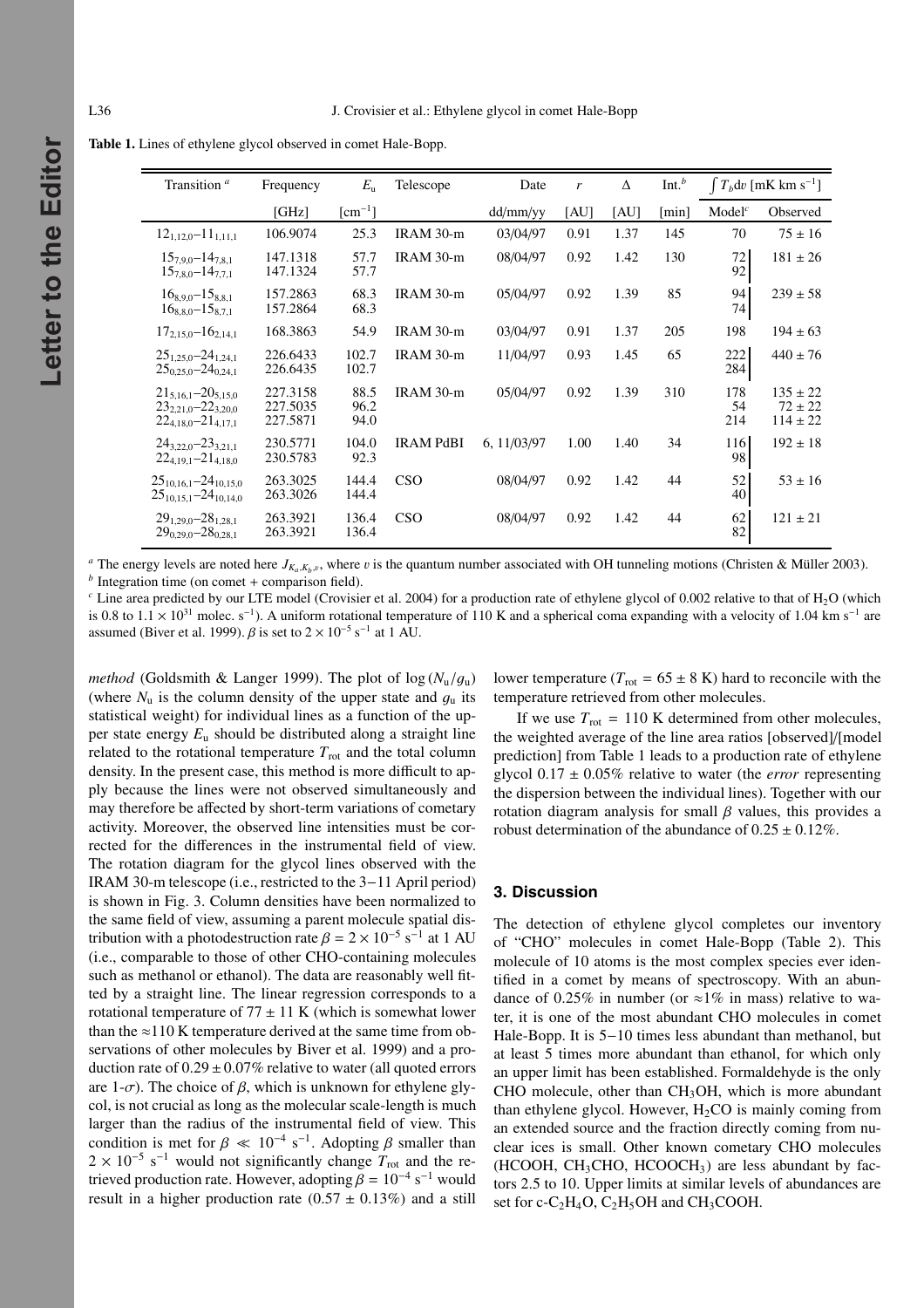**Table 1.** Lines of ethylene glycol observed in comet Hale-Bopp.

| Transition [a] | Frequency | $E_u$ | Telescope | Date | $r$ | $\Delta$ | Int.[b] | $\int T_b dv$ [mK km s$^{-1}$] | |
|---|---|---|---|---|---|---|---|---|---|
| | [GHz] | [cm$^{-1}$] | | dd/mm/yy | [AU] | [AU] | [min] | Model[c] | Observed |
| $12_{1,12,0}$–$11_{1,11,1}$ | 106.9074 | 25.3 | IRAM 30-m | 03/04/97 | 0.91 | 1.37 | 145 | 70 | $75 \pm 16$ |
| $15_{7,9,0}$–$14_{7,8,1}$<br>$15_{7,8,0}$–$14_{7,7,1}$ | 147.1318<br>147.1324 | 57.7<br>57.7 | IRAM 30-m | 08/04/97 | 0.92 | 1.42 | 130 | 72<br>92 | $181 \pm 26$ |
| $16_{8,9,0}$–$15_{8,8,1}$<br>$16_{8,8,0}$–$15_{8,7,1}$ | 157.2863<br>157.2864 | 68.3<br>68.3 | IRAM 30-m | 05/04/97 | 0.92 | 1.39 | 85 | 94<br>74 | $239 \pm 58$ |
| $17_{2,15,0}$–$16_{2,14,1}$ | 168.3863 | 54.9 | IRAM 30-m | 03/04/97 | 0.91 | 1.37 | 205 | 198 | $194 \pm 63$ |
| $25_{1,25,0}$–$24_{1,24,1}$<br>$25_{0,25,0}$–$24_{0,24,1}$ | 226.6433<br>226.6435 | 102.7<br>102.7 | IRAM 30-m | 11/04/97 | 0.93 | 1.45 | 65 | 222<br>284 | $440 \pm 76$ |
| $21_{5,16,1}$–$20_{5,15,0}$<br>$23_{2,21,0}$–$22_{3,20,0}$<br>$22_{4,18,0}$–$21_{4,17,1}$ | 227.3158<br>227.5035<br>227.5871 | 88.5<br>96.2<br>94.0 | IRAM 30-m | 05/04/97 | 0.92 | 1.39 | 310 | 178<br>54<br>214 | $135 \pm 22$<br>$72 \pm 22$<br>$114 \pm 22$ |
| $24_{3,22,0}$–$23_{3,21,1}$<br>$22_{4,19,1}$–$21_{4,18,0}$ | 230.5771<br>230.5783 | 104.0<br>92.3 | IRAM PdBI | 6, 11/03/97 | 1.00 | 1.40 | 34 | 116<br>98 | $192 \pm 18$ |
| $25_{10,16,1}$–$24_{10,15,0}$<br>$25_{10,15,1}$–$24_{10,14,0}$ | 263.3025<br>263.3026 | 144.4<br>144.4 | CSO | 08/04/97 | 0.92 | 1.42 | 44 | 52<br>40 | $53 \pm 16$ |
| $29_{1,29,0}$–$28_{1,28,1}$<br>$29_{0,29,0}$–$28_{0,28,1}$ | 263.3921<br>263.3921 | 136.4<br>136.4 | CSO | 08/04/97 | 0.92 | 1.42 | 44 | 62<br>82 | $121 \pm 21$ |

[a] The energy levels are noted here $J_{K_a,K_b,v}$, where $v$ is the quantum number associated with OH tunneling motions (Christen & Müller 2003).
[b] Integration time (on comet + comparison field).
[c] Line area predicted by our LTE model (Crovisier et al. 2004) for a production rate of ethylene glycol of 0.002 relative to that of $H_2O$ (which is 0.8 to $1.1 \times 10^{31}$ molec. s$^{-1}$). A uniform rotational temperature of 110 K and a spherical coma expanding with a velocity of 1.04 km s$^{-1}$ are assumed (Biver et al. 1999). $\beta$ is set to $2 \times 10^{-5}$ s$^{-1}$ at 1 AU.

*method* (Goldsmith & Langer 1999). The plot of $\log(N_u/g_u)$ (where $N_u$ is the column density of the upper state and $g_u$ its statistical weight) for individual lines as a function of the upper state energy $E_u$ should be distributed along a straight line related to the rotational temperature $T_{rot}$ and the total column density. In the present case, this method is more difficult to apply because the lines were not observed simultaneously and may therefore be affected by short-term variations of cometary activity. Moreover, the observed line intensities must be corrected for the differences in the instrumental field of view. The rotation diagram for the glycol lines observed with the IRAM 30-m telescope (i.e., restricted to the 3−11 April period) is shown in Fig. 3. Column densities have been normalized to the same field of view, assuming a parent molecule spatial distribution with a photodestruction rate $\beta = 2 \times 10^{-5}$ s$^{-1}$ at 1 AU (i.e., comparable to those of other CHO-containing molecules such as methanol or ethanol). The data are reasonably well fitted by a straight line. The linear regression corresponds to a rotational temperature of $77 \pm 11$ K (which is somewhat lower than the ≈110 K temperature derived at the same time from observations of other molecules by Biver et al. 1999) and a production rate of $0.29 \pm 0.07$% relative to water (all quoted errors are 1-$\sigma$). The choice of $\beta$, which is unknown for ethylene glycol, is not crucial as long as the molecular scale-length is much larger than the radius of the instrumental field of view. This condition is met for $\beta \ll 10^{-4}$ s$^{-1}$. Adopting $\beta$ smaller than $2 \times 10^{-5}$ s$^{-1}$ would not significantly change $T_{rot}$ and the retrieved production rate. However, adopting $\beta = 10^{-4}$ s$^{-1}$ would result in a higher production rate ($0.57 \pm 0.13$%) and a still lower temperature ($T_{rot} = 65 \pm 8$ K) hard to reconcile with the temperature retrieved from other molecules.

If we use $T_{rot} = 110$ K determined from other molecules, the weighted average of the line area ratios [observed]/[model prediction] from Table 1 leads to a production rate of ethylene glycol $0.17 \pm 0.05$% relative to water (the *error* representing the dispersion between the individual lines). Together with our rotation diagram analysis for small $\beta$ values, this provides a robust determination of the abundance of $0.25 \pm 0.12$%.

## 3. Discussion

The detection of ethylene glycol completes our inventory of "CHO" molecules in comet Hale-Bopp (Table 2). This molecule of 10 atoms is the most complex species ever identified in a comet by means of spectroscopy. With an abundance of 0.25% in number (or ≈1% in mass) relative to water, it is one of the most abundant CHO molecules in comet Hale-Bopp. It is 5−10 times less abundant than methanol, but at least 5 times more abundant than ethanol, for which only an upper limit has been established. Formaldehyde is the only CHO molecule, other than $CH_3OH$, which is more abundant than ethylene glycol. However, $H_2CO$ is mainly coming from an extended source and the fraction directly coming from nuclear ices is small. Other known cometary CHO molecules ($HCOOH$, $CH_3CHO$, $HCOOCH_3$) are less abundant by factors 2.5 to 10. Upper limits at similar levels of abundances are set for c-$C_2H_4O$, $C_2H_5OH$ and $CH_3COOH$.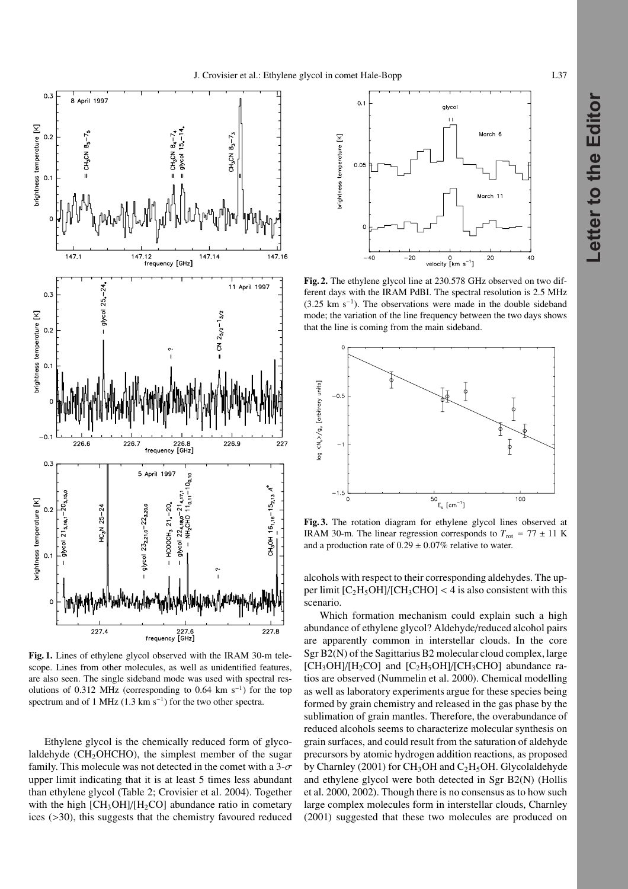**Fig. 1.** Lines of ethylene glycol observed with the IRAM 30-m telescope. Lines from other molecules, as well as unidentified features, are also seen. The single sideband mode was used with spectral resolutions of 0.312 MHz (corresponding to 0.64 km s$^{-1}$) for the top spectrum and of 1 MHz (1.3 km s$^{-1}$) for the two other spectra.

**Fig. 2.** The ethylene glycol line at 230.578 GHz observed on two different days with the IRAM PdBI. The spectral resolution is 2.5 MHz (3.25 km s$^{-1}$). The observations were made in the double sideband mode; the variation of the line frequency between the two days shows that the line is coming from the main sideband.

**Fig. 3.** The rotation diagram for ethylene glycol lines observed at IRAM 30-m. The linear regression corresponds to $T_{\rm rot}$ = 77 ± 11 K and a production rate of 0.29 ± 0.07% relative to water.

Ethylene glycol is the chemically reduced form of glycolaldehyde ($CH_2OHCHO$), the simplest member of the sugar family. This molecule was not detected in the comet with a 3-$\sigma$ upper limit indicating that it is at least 5 times less abundant than ethylene glycol (Table 2; Crovisier et al. 2004). Together with the high [$CH_3OH$]/[$H_2CO$] abundance ratio in cometary ices (>30), this suggests that the chemistry favoured reduced alcohols with respect to their corresponding aldehydes. The upper limit [$C_2H_5OH$]/[$CH_3CHO$] < 4 is also consistent with this scenario.

Which formation mechanism could explain such a high abundance of ethylene glycol? Aldehyde/reduced alcohol pairs are apparently common in interstellar clouds. In the core Sgr B2(N) of the Sagittarius B2 molecular cloud complex, large [$CH_3OH$]/[$H_2CO$] and [$C_2H_5OH$]/[$CH_3CHO$] abundance ratios are observed (Nummelin et al. 2000). Chemical modelling as well as laboratory experiments argue for these species being formed by grain chemistry and released in the gas phase by the sublimation of grain mantles. Therefore, the overabundance of reduced alcohols seems to characterize molecular synthesis on grain surfaces, and could result from the saturation of aldehyde precursors by atomic hydrogen addition reactions, as proposed by Charnley (2001) for $CH_3OH$ and $C_2H_5OH$. Glycolaldehyde and ethylene glycol were both detected in Sgr B2(N) (Hollis et al. 2000, 2002). Though there is no consensus as to how such large complex molecules form in interstellar clouds, Charnley (2001) suggested that these two molecules are produced on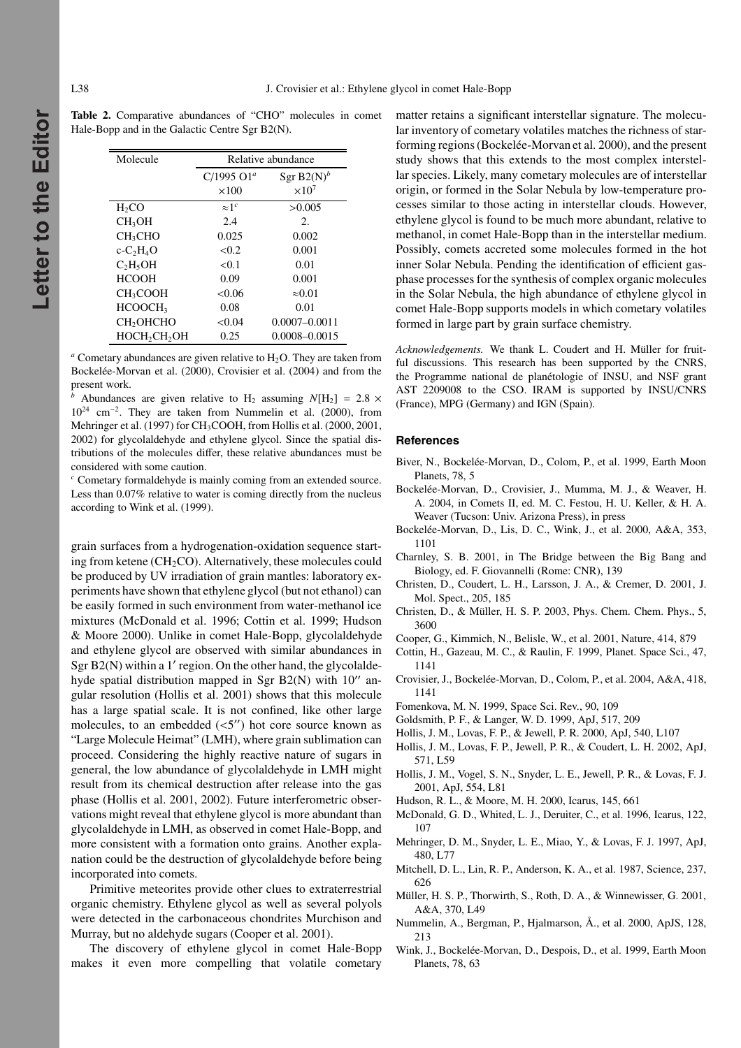**Table 2.** Comparative abundances of "CHO" molecules in comet Hale-Bopp and in the Galactic Centre Sgr B2(N).

| Molecule | Relative abundance | |
|---|---|---|
| | C/1995 O1[a] $\times 100$ | Sgr B2(N)[b] $\times 10^7$ |
| $H_2CO$ | $\approx 1$[c] | >0.005 |
| $CH_3OH$ | 2.4 | 2. |
| $CH_3CHO$ | 0.025 | 0.002 |
| c-$C_2H_4O$ | <0.2 | 0.001 |
| $C_2H_5OH$ | <0.1 | 0.01 |
| HCOOH | 0.09 | 0.001 |
| $CH_3COOH$ | <0.06 | $\approx$0.01 |
| $HCOOCH_3$ | 0.08 | 0.01 |
| $CH_2OHCHO$ | <0.04 | 0.0007–0.0011 |
| $HOCH_2CH_2OH$ | 0.25 | 0.0008–0.0015 |

[a] Cometary abundances are given relative to $H_2O$. They are taken from Bockelée-Morvan et al. (2000), Crovisier et al. (2004) and from the present work.

[b] Abundances are given relative to $H_2$ assuming $N[H_2] = 2.8 \times 10^{24}$ cm$^{-2}$. They are taken from Nummelin et al. (2000), from Mehringer et al. (1997) for $CH_3COOH$, from Hollis et al. (2000, 2001, 2002) for glycolaldehyde and ethylene glycol. Since the spatial distributions of the molecules differ, these relative abundances must be considered with some caution.

[c] Cometary formaldehyde is mainly coming from an extended source. Less than 0.07% relative to water is coming directly from the nucleus according to Wink et al. (1999).

grain surfaces from a hydrogenation-oxidation sequence starting from ketene ($CH_2CO$). Alternatively, these molecules could be produced by UV irradiation of grain mantles: laboratory experiments have shown that ethylene glycol (but not ethanol) can be easily formed in such environment from water-methanol ice mixtures (McDonald et al. 1996; Cottin et al. 1999; Hudson & Moore 2000). Unlike in comet Hale-Bopp, glycolaldehyde and ethylene glycol are observed with similar abundances in Sgr B2(N) within a $1'$ region. On the other hand, the glycolaldehyde spatial distribution mapped in Sgr B2(N) with $10''$ angular resolution (Hollis et al. 2001) shows that this molecule has a large spatial scale. It is not confined, like other large molecules, to an embedded ($<5''$) hot core source known as "Large Molecule Heimat" (LMH), where grain sublimation can proceed. Considering the highly reactive nature of sugars in general, the low abundance of glycolaldehyde in LMH might result from its chemical destruction after release into the gas phase (Hollis et al. 2001, 2002). Future interferometric observations might reveal that ethylene glycol is more abundant than glycolaldehyde in LMH, as observed in comet Hale-Bopp, and more consistent with a formation onto grains. Another explanation could be the destruction of glycolaldehyde before being incorporated into comets.

Primitive meteorites provide other clues to extraterrestrial organic chemistry. Ethylene glycol as well as several polyols were detected in the carbonaceous chondrites Murchison and Murray, but no aldehyde sugars (Cooper et al. 2001).

The discovery of ethylene glycol in comet Hale-Bopp makes it even more compelling that volatile cometary matter retains a significant interstellar signature. The molecular inventory of cometary volatiles matches the richness of star-forming regions (Bockelée-Morvan et al. 2000), and the present study shows that this extends to the most complex interstellar species. Likely, many cometary molecules are of interstellar origin, or formed in the Solar Nebula by low-temperature processes similar to those acting in interstellar clouds. However, ethylene glycol is found to be much more abundant, relative to methanol, in comet Hale-Bopp than in the interstellar medium. Possibly, comets accreted some molecules formed in the hot inner Solar Nebula. Pending the identification of efficient gas-phase processes for the synthesis of complex organic molecules in the Solar Nebula, the high abundance of ethylene glycol in comet Hale-Bopp supports models in which cometary volatiles formed in large part by grain surface chemistry.

*Acknowledgements.* We thank L. Coudert and H. Müller for fruitful discussions. This research has been supported by the CNRS, the Programme national de planétologie of INSU, and NSF grant AST 2209008 to the CSO. IRAM is supported by INSU/CNRS (France), MPG (Germany) and IGN (Spain).

## References

Biver, N., Bockelée-Morvan, D., Colom, P., et al. 1999, Earth Moon Planets, 78, 5

Bockelée-Morvan, D., Crovisier, J., Mumma, M. J., & Weaver, H. A. 2004, in Comets II, ed. M. C. Festou, H. U. Keller, & H. A. Weaver (Tucson: Univ. Arizona Press), in press

Bockelée-Morvan, D., Lis, D. C., Wink, J., et al. 2000, A&A, 353, 1101

Charnley, S. B. 2001, in The Bridge between the Big Bang and Biology, ed. F. Giovannelli (Rome: CNR), 139

Christen, D., Coudert, L. H., Larsson, J. A., & Cremer, D. 2001, J. Mol. Spect., 205, 185

Christen, D., & Müller, H. S. P. 2003, Phys. Chem. Chem. Phys., 5, 3600

Cooper, G., Kimmich, N., Belisle, W., et al. 2001, Nature, 414, 879

Cottin, H., Gazeau, M. C., & Raulin, F. 1999, Planet. Space Sci., 47, 1141

Crovisier, J., Bockelée-Morvan, D., Colom, P., et al. 2004, A&A, 418, 1141

Fomenkova, M. N. 1999, Space Sci. Rev., 90, 109

Goldsmith, P. F., & Langer, W. D. 1999, ApJ, 517, 209

Hollis, J. M., Lovas, F. P., & Jewell, P. R. 2000, ApJ, 540, L107

Hollis, J. M., Lovas, F. P., Jewell, P. R., & Coudert, L. H. 2002, ApJ, 571, L59

Hollis, J. M., Vogel, S. N., Snyder, L. E., Jewell, P. R., & Lovas, F. J. 2001, ApJ, 554, L81

Hudson, R. L., & Moore, M. H. 2000, Icarus, 145, 661

McDonald, G. D., Whited, L. J., Deruiter, C., et al. 1996, Icarus, 122, 107

Mehringer, D. M., Snyder, L. E., Miao, Y., & Lovas, F. J. 1997, ApJ, 480, L77

Mitchell, D. L., Lin, R. P., Anderson, K. A., et al. 1987, Science, 237, 626

Müller, H. S. P., Thorwirth, S., Roth, D. A., & Winnewisser, G. 2001, A&A, 370, L49

Nummelin, A., Bergman, P., Hjalmarson, Å., et al. 2000, ApJS, 128, 213

Wink, J., Bockelée-Morvan, D., Despois, D., et al. 1999, Earth Moon Planets, 78, 63